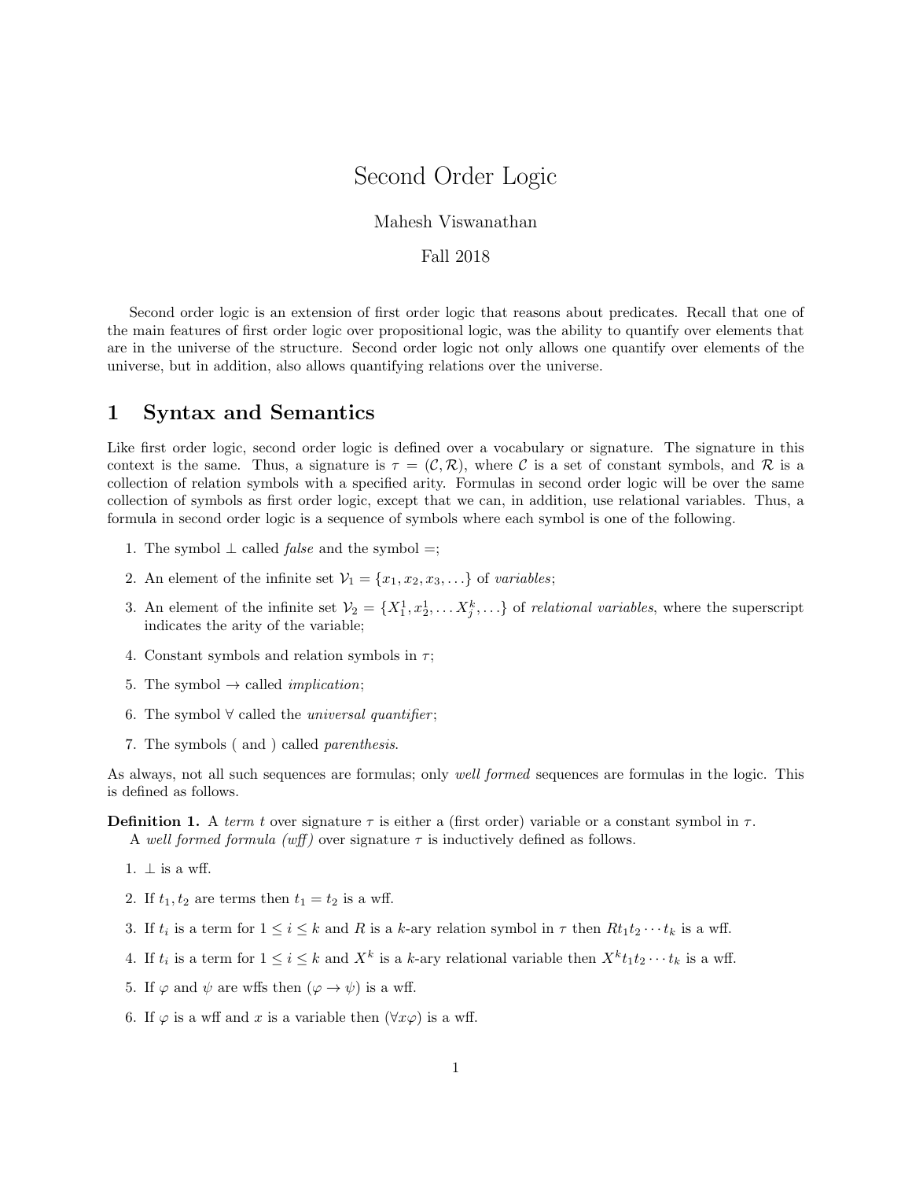# Second Order Logic

Mahesh Viswanathan

Fall 2018

Second order logic is an extension of first order logic that reasons about predicates. Recall that one of the main features of first order logic over propositional logic, was the ability to quantify over elements that are in the universe of the structure. Second order logic not only allows one quantify over elements of the universe, but in addition, also allows quantifying relations over the universe.

## 1 Syntax and Semantics

Like first order logic, second order logic is defined over a vocabulary or signature. The signature in this context is the same. Thus, a signature is $\tau = (\mathcal{C}, \mathcal{R})$, where $\mathcal{C}$ is a set of constant symbols, and $\mathcal{R}$ is a collection of relation symbols with a specified arity. Formulas in second order logic will be over the same collection of symbols as first order logic, except that we can, in addition, use relational variables. Thus, a formula in second order logic is a sequence of symbols where each symbol is one of the following.

1. The symbol $\perp$ called *false* and the symbol $=$;
2. An element of the infinite set $\mathcal{V}_1 = \{x_1, x_2, x_3, \ldots\}$ of *variables*;
3. An element of the infinite set $\mathcal{V}_2 = \{X_1^1, x_2^1, \ldots X_j^k, \ldots\}$ of *relational variables*, where the superscript indicates the arity of the variable;
4. Constant symbols and relation symbols in $\tau$;
5. The symbol $\rightarrow$ called *implication*;
6. The symbol $\forall$ called the *universal quantifier*;
7. The symbols ( and ) called *parenthesis*.

As always, not all such sequences are formulas; only *well formed* sequences are formulas in the logic. This is defined as follows.

**Definition 1.** A *term* $t$ over signature $\tau$ is either a (first order) variable or a constant symbol in $\tau$.
A *well formed formula (wff)* over signature $\tau$ is inductively defined as follows.

1. $\perp$ is a wff.
2. If $t_1, t_2$ are terms then $t_1 = t_2$ is a wff.
3. If $t_i$ is a term for $1 \leq i \leq k$ and $R$ is a $k$-ary relation symbol in $\tau$ then $Rt_1t_2 \cdots t_k$ is a wff.
4. If $t_i$ is a term for $1 \leq i \leq k$ and $X^k$ is a $k$-ary relational variable then $X^k t_1 t_2 \cdots t_k$ is a wff.
5. If $\varphi$ and $\psi$ are wffs then $(\varphi \rightarrow \psi)$ is a wff.
6. If $\varphi$ is a wff and $x$ is a variable then $(\forall x \varphi)$ is a wff.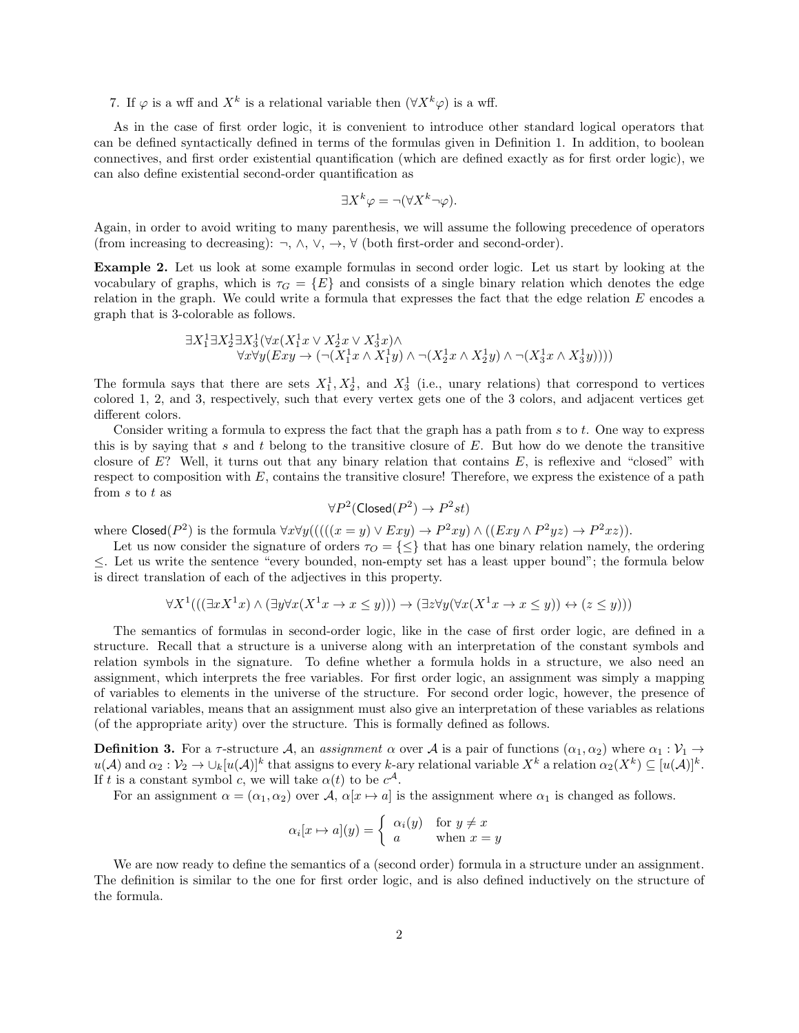7. If $\varphi$ is a wff and $X^k$ is a relational variable then $(\forall X^k \varphi)$ is a wff.

As in the case of first order logic, it is convenient to introduce other standard logical operators that can be defined syntactically defined in terms of the formulas given in Definition 1. In addition, to boolean connectives, and first order existential quantification (which are defined exactly as for first order logic), we can also define existential second-order quantification as

$$\exists X^k \varphi = \neg(\forall X^k \neg\varphi).$$

Again, in order to avoid writing to many parenthesis, we will assume the following precedence of operators (from increasing to decreasing): $\neg$, $\wedge$, $\vee$, $\rightarrow$, $\forall$ (both first-order and second-order).

**Example 2.** Let us look at some example formulas in second order logic. Let us start by looking at the vocabulary of graphs, which is $\tau_G = \{E\}$ and consists of a single binary relation which denotes the edge relation in the graph. We could write a formula that expresses the fact that the edge relation $E$ encodes a graph that is 3-colorable as follows.

$$\begin{aligned}
\exists X_1^1 \exists X_2^1 \exists X_3^1 (&\forall x (X_1^1 x \vee X_2^1 x \vee X_3^1 x) \wedge \\
&\forall x \forall y (Exy \rightarrow (\neg(X_1^1 x \wedge X_1^1 y) \wedge \neg(X_2^1 x \wedge X_2^1 y) \wedge \neg(X_3^1 x \wedge X_3^1 y))))
\end{aligned}$$

The formula says that there are sets $X_1^1, X_2^1$, and $X_3^1$ (i.e., unary relations) that correspond to vertices colored 1, 2, and 3, respectively, such that every vertex gets one of the 3 colors, and adjacent vertices get different colors.

Consider writing a formula to express the fact that the graph has a path from $s$ to $t$. One way to express this is by saying that $s$ and $t$ belong to the transitive closure of $E$. But how do we denote the transitive closure of $E$? Well, it turns out that any binary relation that contains $E$, is reflexive and "closed" with respect to composition with $E$, contains the transitive closure! Therefore, we express the existence of a path from $s$ to $t$ as

$$\forall P^2 (\mathsf{Closed}(P^2) \rightarrow P^2 st)$$

where $\mathsf{Closed}(P^2)$ is the formula $\forall x \forall y (((((x = y) \vee Exy) \rightarrow P^2 xy) \wedge ((Exy \wedge P^2 yz) \rightarrow P^2 xz))$.

Let us now consider the signature of orders $\tau_O = \{\leq\}$ that has one binary relation namely, the ordering $\leq$. Let us write the sentence "every bounded, non-empty set has a least upper bound"; the formula below is direct translation of each of the adjectives in this property.

$$\forall X^1 (((\exists x X^1 x) \wedge (\exists y \forall x (X^1 x \rightarrow x \leq y))) \rightarrow (\exists z \forall y (\forall x (X^1 x \rightarrow x \leq y)) \leftrightarrow (z \leq y)))$$

The semantics of formulas in second-order logic, like in the case of first order logic, are defined in a structure. Recall that a structure is a universe along with an interpretation of the constant symbols and relation symbols in the signature. To define whether a formula holds in a structure, we also need an assignment, which interprets the free variables. For first order logic, an assignment was simply a mapping of variables to elements in the universe of the structure. For second order logic, however, the presence of relational variables, means that an assignment must also give an interpretation of these variables as relations (of the appropriate arity) over the structure. This is formally defined as follows.

**Definition 3.** For a $\tau$-structure $\mathcal{A}$, an *assignment* $\alpha$ over $\mathcal{A}$ is a pair of functions $(\alpha_1, \alpha_2)$ where $\alpha_1 : \mathcal{V}_1 \rightarrow u(\mathcal{A})$ and $\alpha_2 : \mathcal{V}_2 \rightarrow \cup_k [u(\mathcal{A})]^k$ that assigns to every $k$-ary relational variable $X^k$ a relation $\alpha_2(X^k) \subseteq [u(\mathcal{A})]^k$. If $t$ is a constant symbol $c$, we will take $\alpha(t)$ to be $c^{\mathcal{A}}$.

For an assignment $\alpha = (\alpha_1, \alpha_2)$ over $\mathcal{A}$, $\alpha[x \mapsto a]$ is the assignment where $\alpha_1$ is changed as follows.

$$\alpha_i[x \mapsto a](y) = \begin{cases} \alpha_i(y) & \text{for } y \neq x \\ a & \text{when } x = y \end{cases}$$

We are now ready to define the semantics of a (second order) formula in a structure under an assignment. The definition is similar to the one for first order logic, and is also defined inductively on the structure of the formula.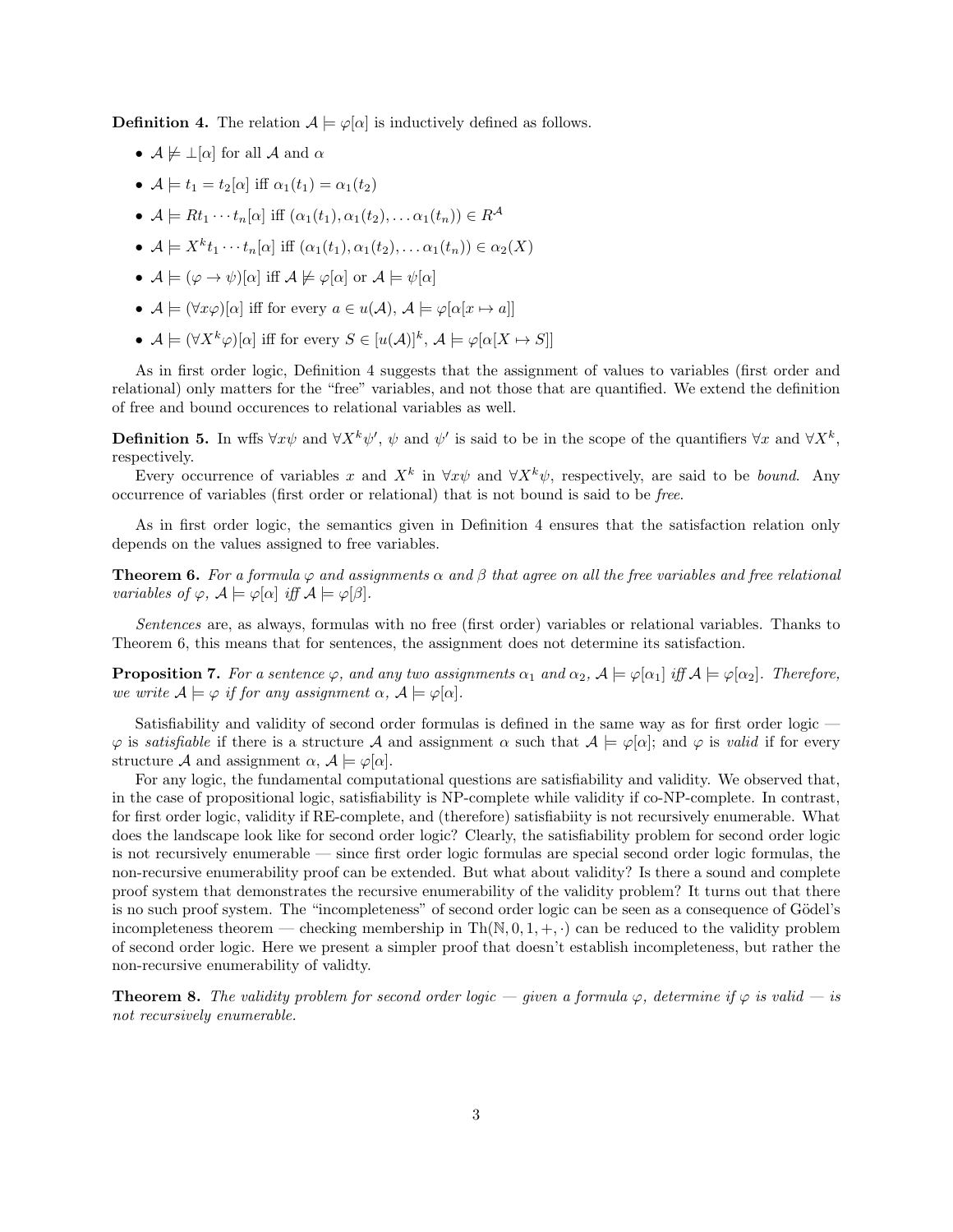**Definition 4.** The relation $\mathcal{A} \models \varphi[\alpha]$ is inductively defined as follows.

- $\mathcal{A} \not\models \perp[\alpha]$ for all $\mathcal{A}$ and $\alpha$
- $\mathcal{A} \models t_1 = t_2[\alpha]$ iff $\alpha_1(t_1) = \alpha_1(t_2)$
- $\mathcal{A} \models Rt_1 \cdots t_n[\alpha]$ iff $(\alpha_1(t_1), \alpha_1(t_2), \ldots \alpha_1(t_n)) \in R^{\mathcal{A}}$
- $\mathcal{A} \models X^k t_1 \cdots t_n[\alpha]$ iff $(\alpha_1(t_1), \alpha_1(t_2), \ldots \alpha_1(t_n)) \in \alpha_2(X)$
- $\mathcal{A} \models (\varphi \to \psi)[\alpha]$ iff $\mathcal{A} \not\models \varphi[\alpha]$ or $\mathcal{A} \models \psi[\alpha]$
- $\mathcal{A} \models (\forall x \varphi)[\alpha]$ iff for every $a \in u(\mathcal{A})$, $\mathcal{A} \models \varphi[\alpha[x \mapsto a]]$
- $\mathcal{A} \models (\forall X^k \varphi)[\alpha]$ iff for every $S \in [u(\mathcal{A})]^k$, $\mathcal{A} \models \varphi[\alpha[X \mapsto S]]$

As in first order logic, Definition 4 suggests that the assignment of values to variables (first order and relational) only matters for the "free" variables, and not those that are quantified. We extend the definition of free and bound occurences to relational variables as well.

**Definition 5.** In wffs $\forall x \psi$ and $\forall X^k \psi'$, $\psi$ and $\psi'$ is said to be in the scope of the quantifiers $\forall x$ and $\forall X^k$, respectively.

Every occurrence of variables $x$ and $X^k$ in $\forall x \psi$ and $\forall X^k \psi$, respectively, are said to be *bound*. Any occurrence of variables (first order or relational) that is not bound is said to be *free*.

As in first order logic, the semantics given in Definition 4 ensures that the satisfaction relation only depends on the values assigned to free variables.

**Theorem 6.** *For a formula $\varphi$ and assignments $\alpha$ and $\beta$ that agree on all the free variables and free relational variables of $\varphi$, $\mathcal{A} \models \varphi[\alpha]$ iff $\mathcal{A} \models \varphi[\beta]$.*

*Sentences* are, as always, formulas with no free (first order) variables or relational variables. Thanks to Theorem 6, this means that for sentences, the assignment does not determine its satisfaction.

**Proposition 7.** *For a sentence $\varphi$, and any two assignments $\alpha_1$ and $\alpha_2$, $\mathcal{A} \models \varphi[\alpha_1]$ iff $\mathcal{A} \models \varphi[\alpha_2]$. Therefore, we write $\mathcal{A} \models \varphi$ if for any assignment $\alpha$, $\mathcal{A} \models \varphi[\alpha]$.*

Satisfiability and validity of second order formulas is defined in the same way as for first order logic — $\varphi$ is *satisfiable* if there is a structure $\mathcal{A}$ and assignment $\alpha$ such that $\mathcal{A} \models \varphi[\alpha]$; and $\varphi$ is *valid* if for every structure $\mathcal{A}$ and assignment $\alpha$, $\mathcal{A} \models \varphi[\alpha]$.

For any logic, the fundamental computational questions are satisfiability and validity. We observed that, in the case of propositional logic, satisfiability is NP-complete while validity if co-NP-complete. In contrast, for first order logic, validity if RE-complete, and (therefore) satisfiabiity is not recursively enumerable. What does the landscape look like for second order logic? Clearly, the satisfiability problem for second order logic is not recursively enumerable — since first order logic formulas are special second order logic formulas, the non-recursive enumerability proof can be extended. But what about validity? Is there a sound and complete proof system that demonstrates the recursive enumerability of the validity problem? It turns out that there is no such proof system. The "incompleteness" of second order logic can be seen as a consequence of Gödel's incompleteness theorem — checking membership in $\text{Th}(\mathbb{N}, 0, 1, +, \cdot)$ can be reduced to the validity problem of second order logic. Here we present a simpler proof that doesn't establish incompleteness, but rather the non-recursive enumerability of validty.

**Theorem 8.** *The validity problem for second order logic — given a formula $\varphi$, determine if $\varphi$ is valid — is not recursively enumerable.*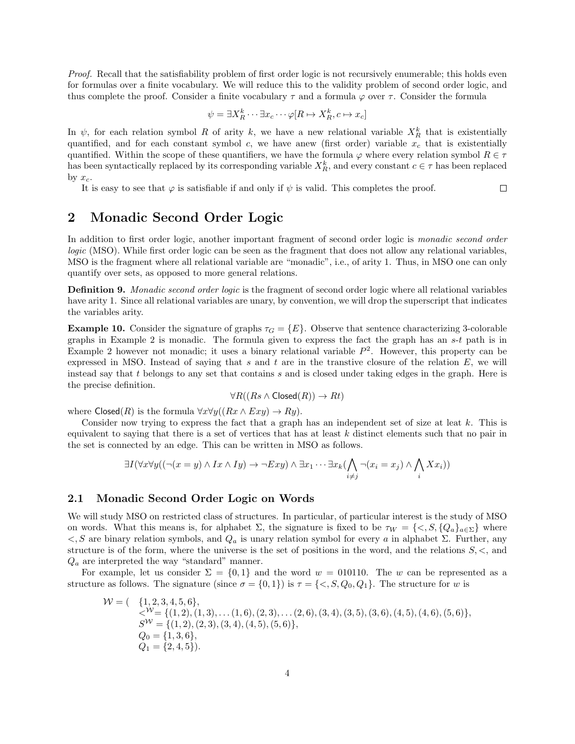*Proof.* Recall that the satisfiability problem of first order logic is not recursively enumerable; this holds even for formulas over a finite vocabulary. We will reduce this to the validity problem of second order logic, and thus complete the proof. Consider a finite vocabulary $\tau$ and a formula $\varphi$ over $\tau$. Consider the formula

$$\psi = \exists X_R^k \cdots \exists x_c \cdots \varphi[R \mapsto X_R^k, c \mapsto x_c]$$

In $\psi$, for each relation symbol $R$ of arity $k$, we have a new relational variable $X_R^k$ that is existentially quantified, and for each constant symbol $c$, we have anew (first order) variable $x_c$ that is existentially quantified. Within the scope of these quantifiers, we have the formula $\varphi$ where every relation symbol $R \in \tau$ has been syntactically replaced by its corresponding variable $X_R^k$, and every constant $c \in \tau$ has been replaced by $x_c$.

It is easy to see that $\varphi$ is satisfiable if and only if $\psi$ is valid. This completes the proof. □

# 2 Monadic Second Order Logic

In addition to first order logic, another important fragment of second order logic is *monadic second order logic* (MSO). While first order logic can be seen as the fragment that does not allow any relational variables, MSO is the fragment where all relational variable are "monadic", i.e., of arity 1. Thus, in MSO one can only quantify over sets, as opposed to more general relations.

**Definition 9.** *Monadic second order logic* is the fragment of second order logic where all relational variables have arity 1. Since all relational variables are unary, by convention, we will drop the superscript that indicates the variables arity.

**Example 10.** Consider the signature of graphs $\tau_G = \{E\}$. Observe that sentence characterizing 3-colorable graphs in Example 2 is monadic. The formula given to express the fact the graph has an $s$-$t$ path is in Example 2 however not monadic; it uses a binary relational variable $P^2$. However, this property can be expressed in MSO. Instead of saying that $s$ and $t$ are in the transtive closure of the relation $E$, we will instead say that $t$ belongs to any set that contains $s$ and is closed under taking edges in the graph. Here is the precise definition.

$$\forall R((Rs \wedge \mathsf{Closed}(R)) \to Rt)$$

where $\mathsf{Closed}(R)$ is the formula $\forall x \forall y((Rx \wedge Exy) \to Ry)$.

Consider now trying to express the fact that a graph has an independent set of size at leat $k$. This is equivalent to saying that there is a set of vertices that has at least $k$ distinct elements such that no pair in the set is connected by an edge. This can be written in MSO as follows.

$$\exists I(\forall x \forall y((\neg(x = y) \wedge Ix \wedge Iy) \to \neg Exy) \wedge \exists x_1 \cdots \exists x_k(\bigwedge_{i \neq j} \neg(x_i = x_j) \wedge \bigwedge_i Xx_i))$$

## 2.1 Monadic Second Order Logic on Words

We will study MSO on restricted class of structures. In particular, of particular interest is the study of MSO on words. What this means is, for alphabet $\Sigma$, the signature is fixed to be $\tau_W = \{<, S, \{Q_a\}_{a \in \Sigma}\}$ where $<, S$ are binary relation symbols, and $Q_a$ is unary relation symbol for every $a$ in alphabet $\Sigma$. Further, any structure is of the form, where the universe is the set of positions in the word, and the relations $S, <$, and $Q_a$ are interpreted the way "standard" manner.

For example, let us consider $\Sigma = \{0, 1\}$ and the word $w = 010110$. The $w$ can be represented as a structure as follows. The signature (since $\sigma = \{0, 1\}$) is $\tau = \{<, S, Q_0, Q_1\}$. The structure for $w$ is

$$\begin{aligned}
\mathcal{W} = (\quad & \{1, 2, 3, 4, 5, 6\}, \\
& <^{\mathcal{W}} = \{(1, 2), (1, 3), \ldots (1, 6), (2, 3), \ldots (2, 6), (3, 4), (3, 5), (3, 6), (4, 5), (4, 6), (5, 6)\}, \\
& S^{\mathcal{W}} = \{(1, 2), (2, 3), (3, 4), (4, 5), (5, 6)\}, \\
& Q_0 = \{1, 3, 6\}, \\
& Q_1 = \{2, 4, 5\}).
\end{aligned}$$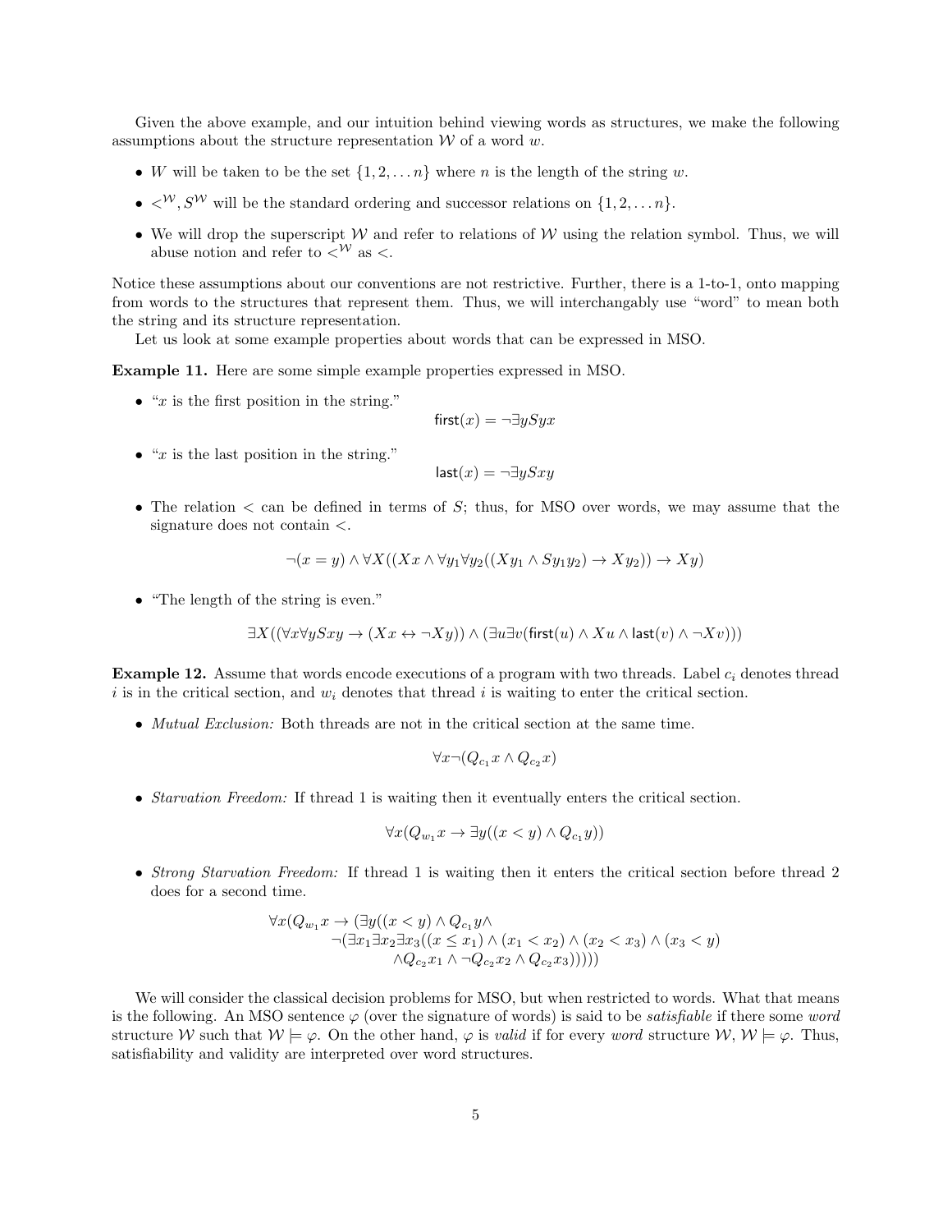Given the above example, and our intuition behind viewing words as structures, we make the following assumptions about the structure representation $\mathcal{W}$ of a word $w$.

- $W$ will be taken to be the set $\{1, 2, \ldots n\}$ where $n$ is the length of the string $w$.
- $<^{\mathcal{W}}, S^{\mathcal{W}}$ will be the standard ordering and successor relations on $\{1, 2, \ldots n\}$.
- We will drop the superscript $\mathcal{W}$ and refer to relations of $\mathcal{W}$ using the relation symbol. Thus, we will abuse notion and refer to $<^{\mathcal{W}}$ as $<$.

Notice these assumptions about our conventions are not restrictive. Further, there is a 1-to-1, onto mapping from words to the structures that represent them. Thus, we will interchangably use "word" to mean both the string and its structure representation.

Let us look at some example properties about words that can be expressed in MSO.

**Example 11.** Here are some simple example properties expressed in MSO.

- "$x$ is the first position in the string."
$$\mathsf{first}(x) = \neg \exists y Syx$$
- "$x$ is the last position in the string."
$$\mathsf{last}(x) = \neg \exists y Sxy$$
- The relation $<$ can be defined in terms of $S$; thus, for MSO over words, we may assume that the signature does not contain $<$.
$$\neg(x = y) \wedge \forall X((Xx \wedge \forall y_1 \forall y_2((Xy_1 \wedge Sy_1y_2) \to Xy_2)) \to Xy)$$
- "The length of the string is even."
$$\exists X((\forall x \forall y Sxy \to (Xx \leftrightarrow \neg Xy)) \wedge (\exists u \exists v(\mathsf{first}(u) \wedge Xu \wedge \mathsf{last}(v) \wedge \neg Xv)))$$

**Example 12.** Assume that words encode executions of a program with two threads. Label $c_i$ denotes thread $i$ is in the critical section, and $w_i$ denotes that thread $i$ is waiting to enter the critical section.

- *Mutual Exclusion:* Both threads are not in the critical section at the same time.
$$\forall x \neg(Q_{c_1}x \wedge Q_{c_2}x)$$
- *Starvation Freedom:* If thread 1 is waiting then it eventually enters the critical section.
$$\forall x(Q_{w_1}x \to \exists y((x < y) \wedge Q_{c_1}y))$$
- *Strong Starvation Freedom:* If thread 1 is waiting then it enters the critical section before thread 2 does for a second time.
$$\begin{aligned}\forall x(Q_{w_1}x \to (\exists y((x < y) \wedge Q_{c_1}y \wedge \\ \neg(\exists x_1 \exists x_2 \exists x_3((x \leq x_1) \wedge (x_1 < x_2) \wedge (x_2 < x_3) \wedge (x_3 < y) \\ \wedge Q_{c_2}x_1 \wedge \neg Q_{c_2}x_2 \wedge Q_{c_2}x_3)))))\end{aligned}$$

We will consider the classical decision problems for MSO, but when restricted to words. What that means is the following. An MSO sentence $\varphi$ (over the signature of words) is said to be *satisfiable* if there some *word* structure $\mathcal{W}$ such that $\mathcal{W} \models \varphi$. On the other hand, $\varphi$ is *valid* if for every *word* structure $\mathcal{W}$, $\mathcal{W} \models \varphi$. Thus, satisfiability and validity are interpreted over word structures.